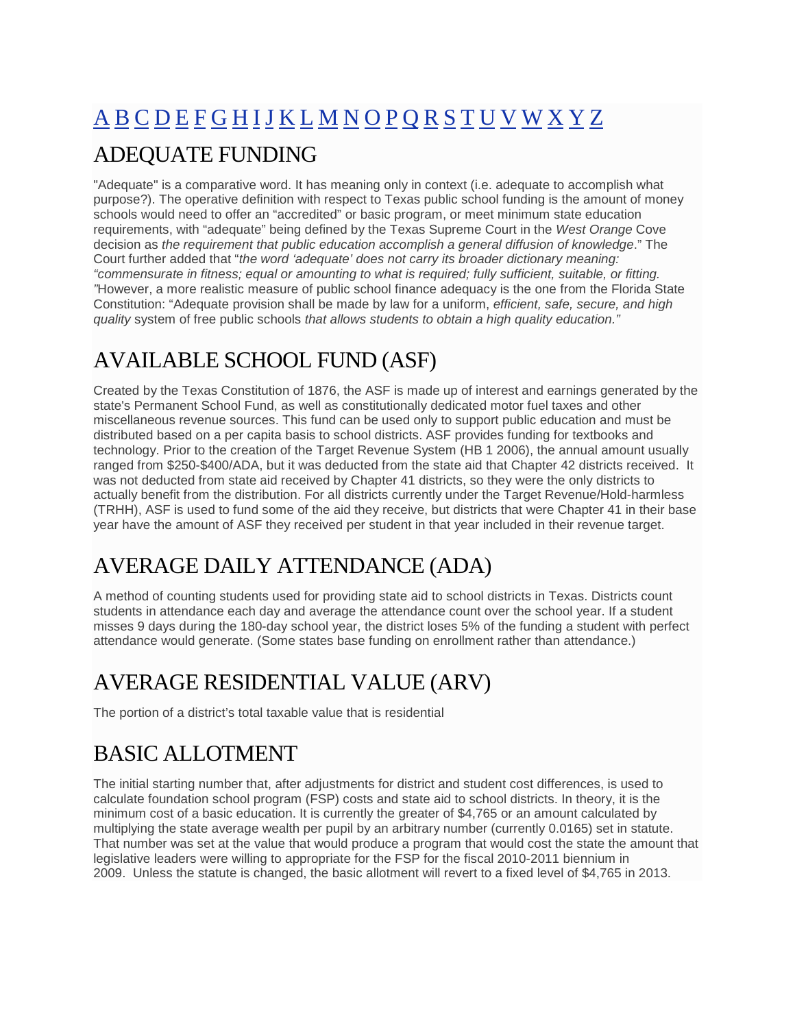A B C D E F G H I J K L M N O P Q R S T U V W X Y Z

## ADEQUATE FUNDING

"Adequate" is a comparative word. It has meaning only in context (i.e. adequate to accomplish what purpose?). The operative definition with respect to Texas public school funding is the amount of money schools would need to offer an "accredited" or basic program, or meet minimum state education requirements, with "adequate" being defined by the Texas Supreme Court in the *West Orange* Cove decision as *the requirement that public education accomplish a general diffusion of knowledge*." The Court further added that "*the word 'adequate' does not carry its broader dictionary meaning: "commensurate in fitness; equal or amounting to what is required; fully sufficient, suitable, or fitting. "*However, a more realistic measure of public school finance adequacy is the one from the Florida State Constitution: "Adequate provision shall be made by law for a uniform, *efficient, safe, secure, and high quality* system of free public schools *that allows students to obtain a high quality education."*

## AVAILABLE SCHOOL FUND (ASF)

Created by the Texas Constitution of 1876, the ASF is made up of interest and earnings generated by the state's Permanent School Fund, as well as constitutionally dedicated motor fuel taxes and other miscellaneous revenue sources. This fund can be used only to support public education and must be distributed based on a per capita basis to school districts. ASF provides funding for textbooks and technology. Prior to the creation of the Target Revenue System (HB 1 2006), the annual amount usually ranged from $250-$400/ADA, but it was deducted from the state aid that Chapter 42 districts received. It was not deducted from state aid received by Chapter 41 districts, so they were the only districts to actually benefit from the distribution. For all districts currently under the Target Revenue/Hold-harmless (TRHH), ASF is used to fund some of the aid they receive, but districts that were Chapter 41 in their base year have the amount of ASF they received per student in that year included in their revenue target.

## AVERAGE DAILY ATTENDANCE (ADA)

A method of counting students used for providing state aid to school districts in Texas. Districts count students in attendance each day and average the attendance count over the school year. If a student misses 9 days during the 180-day school year, the district loses 5% of the funding a student with perfect attendance would generate. (Some states base funding on enrollment rather than attendance.)

## AVERAGE RESIDENTIAL VALUE (ARV)

The portion of a district's total taxable value that is residential

## BASIC ALLOTMENT

The initial starting number that, after adjustments for district and student cost differences, is used to calculate foundation school program (FSP) costs and state aid to school districts. In theory, it is the minimum cost of a basic education. It is currently the greater of $4,765 or an amount calculated by multiplying the state average wealth per pupil by an arbitrary number (currently 0.0165) set in statute. That number was set at the value that would produce a program that would cost the state the amount that legislative leaders were willing to appropriate for the FSP for the fiscal 2010-2011 biennium in 2009. Unless the statute is changed, the basic allotment will revert to a fixed level of $4,765 in 2013.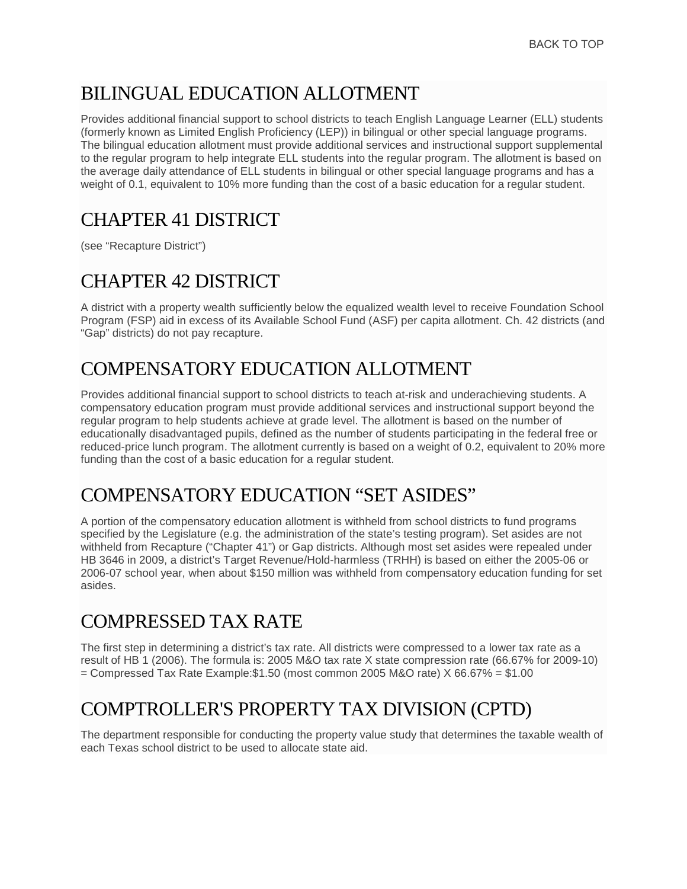BACK TO TOP

## BILINGUAL EDUCATION ALLOTMENT

Provides additional financial support to school districts to teach English Language Learner (ELL) students (formerly known as Limited English Proficiency (LEP)) in bilingual or other special language programs. The bilingual education allotment must provide additional services and instructional support supplemental to the regular program to help integrate ELL students into the regular program. The allotment is based on the average daily attendance of ELL students in bilingual or other special language programs and has a weight of 0.1, equivalent to 10% more funding than the cost of a basic education for a regular student.

## CHAPTER 41 DISTRICT

(see "Recapture District")

## CHAPTER 42 DISTRICT

A district with a property wealth sufficiently below the equalized wealth level to receive Foundation School Program (FSP) aid in excess of its Available School Fund (ASF) per capita allotment. Ch. 42 districts (and "Gap" districts) do not pay recapture.

## COMPENSATORY EDUCATION ALLOTMENT

Provides additional financial support to school districts to teach at-risk and underachieving students. A compensatory education program must provide additional services and instructional support beyond the regular program to help students achieve at grade level. The allotment is based on the number of educationally disadvantaged pupils, defined as the number of students participating in the federal free or reduced-price lunch program. The allotment currently is based on a weight of 0.2, equivalent to 20% more funding than the cost of a basic education for a regular student.

## COMPENSATORY EDUCATION "SET ASIDES"

A portion of the compensatory education allotment is withheld from school districts to fund programs specified by the Legislature (e.g. the administration of the state's testing program). Set asides are not withheld from Recapture ("Chapter 41") or Gap districts. Although most set asides were repealed under HB 3646 in 2009, a district's Target Revenue/Hold-harmless (TRHH) is based on either the 2005-06 or 2006-07 school year, when about $150 million was withheld from compensatory education funding for set asides.

## COMPRESSED TAX RATE

The first step in determining a district's tax rate. All districts were compressed to a lower tax rate as a result of HB 1 (2006). The formula is: 2005 M&O tax rate X state compression rate (66.67% for 2009-10) = Compressed Tax Rate Example:$1.50 (most common 2005 M&O rate) X 66.67% = $1.00

## COMPTROLLER'S PROPERTY TAX DIVISION (CPTD)

The department responsible for conducting the property value study that determines the taxable wealth of each Texas school district to be used to allocate state aid.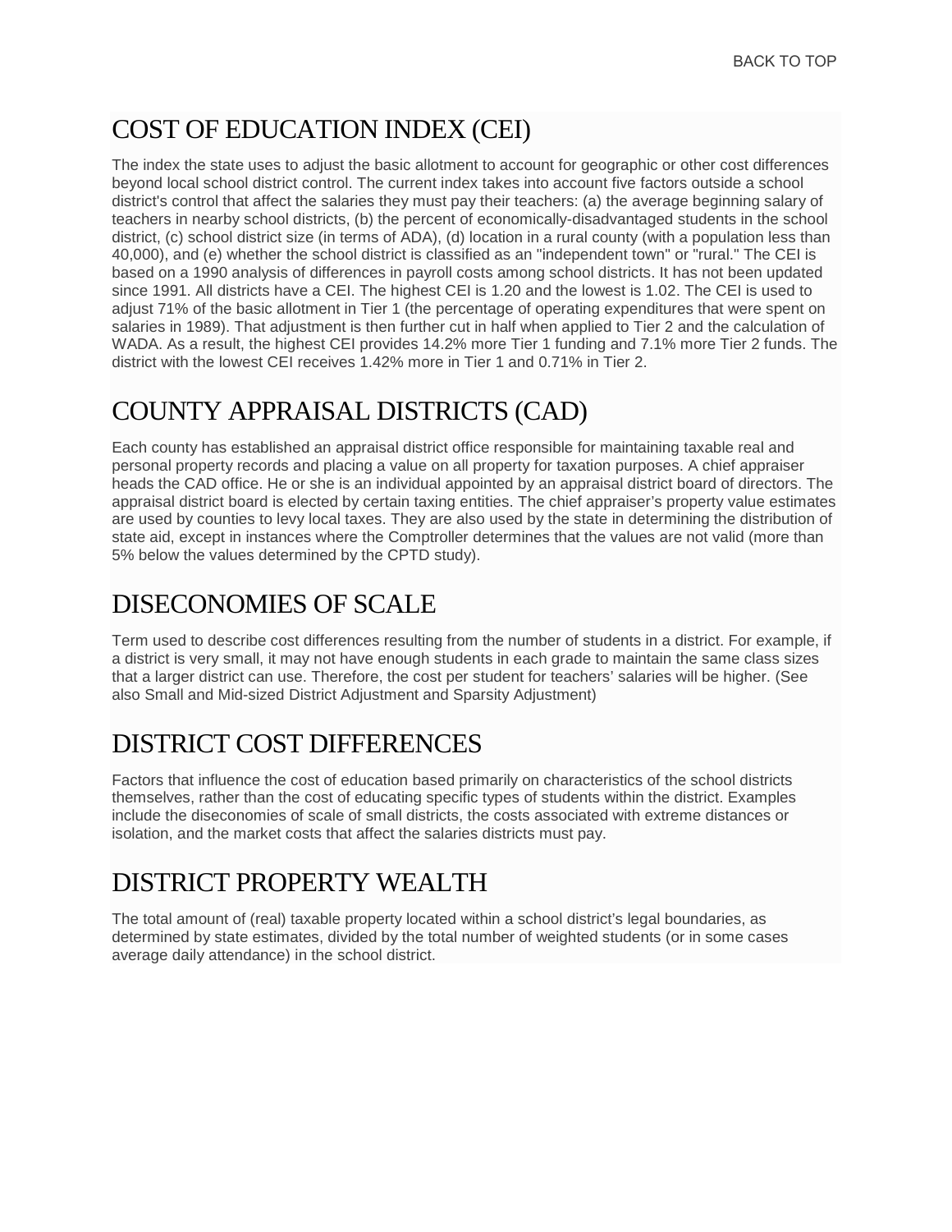BACK TO TOP

## COST OF EDUCATION INDEX (CEI)

The index the state uses to adjust the basic allotment to account for geographic or other cost differences beyond local school district control. The current index takes into account five factors outside a school district's control that affect the salaries they must pay their teachers: (a) the average beginning salary of teachers in nearby school districts, (b) the percent of economically-disadvantaged students in the school district, (c) school district size (in terms of ADA), (d) location in a rural county (with a population less than 40,000), and (e) whether the school district is classified as an "independent town" or "rural." The CEI is based on a 1990 analysis of differences in payroll costs among school districts. It has not been updated since 1991. All districts have a CEI. The highest CEI is 1.20 and the lowest is 1.02. The CEI is used to adjust 71% of the basic allotment in Tier 1 (the percentage of operating expenditures that were spent on salaries in 1989). That adjustment is then further cut in half when applied to Tier 2 and the calculation of WADA. As a result, the highest CEI provides 14.2% more Tier 1 funding and 7.1% more Tier 2 funds. The district with the lowest CEI receives 1.42% more in Tier 1 and 0.71% in Tier 2.

## COUNTY APPRAISAL DISTRICTS (CAD)

Each county has established an appraisal district office responsible for maintaining taxable real and personal property records and placing a value on all property for taxation purposes. A chief appraiser heads the CAD office. He or she is an individual appointed by an appraisal district board of directors. The appraisal district board is elected by certain taxing entities. The chief appraiser's property value estimates are used by counties to levy local taxes. They are also used by the state in determining the distribution of state aid, except in instances where the Comptroller determines that the values are not valid (more than 5% below the values determined by the CPTD study).

## DISECONOMIES OF SCALE

Term used to describe cost differences resulting from the number of students in a district. For example, if a district is very small, it may not have enough students in each grade to maintain the same class sizes that a larger district can use. Therefore, the cost per student for teachers' salaries will be higher. (See also Small and Mid-sized District Adjustment and Sparsity Adjustment)

## DISTRICT COST DIFFERENCES

Factors that influence the cost of education based primarily on characteristics of the school districts themselves, rather than the cost of educating specific types of students within the district. Examples include the diseconomies of scale of small districts, the costs associated with extreme distances or isolation, and the market costs that affect the salaries districts must pay.

## DISTRICT PROPERTY WEALTH

The total amount of (real) taxable property located within a school district's legal boundaries, as determined by state estimates, divided by the total number of weighted students (or in some cases average daily attendance) in the school district.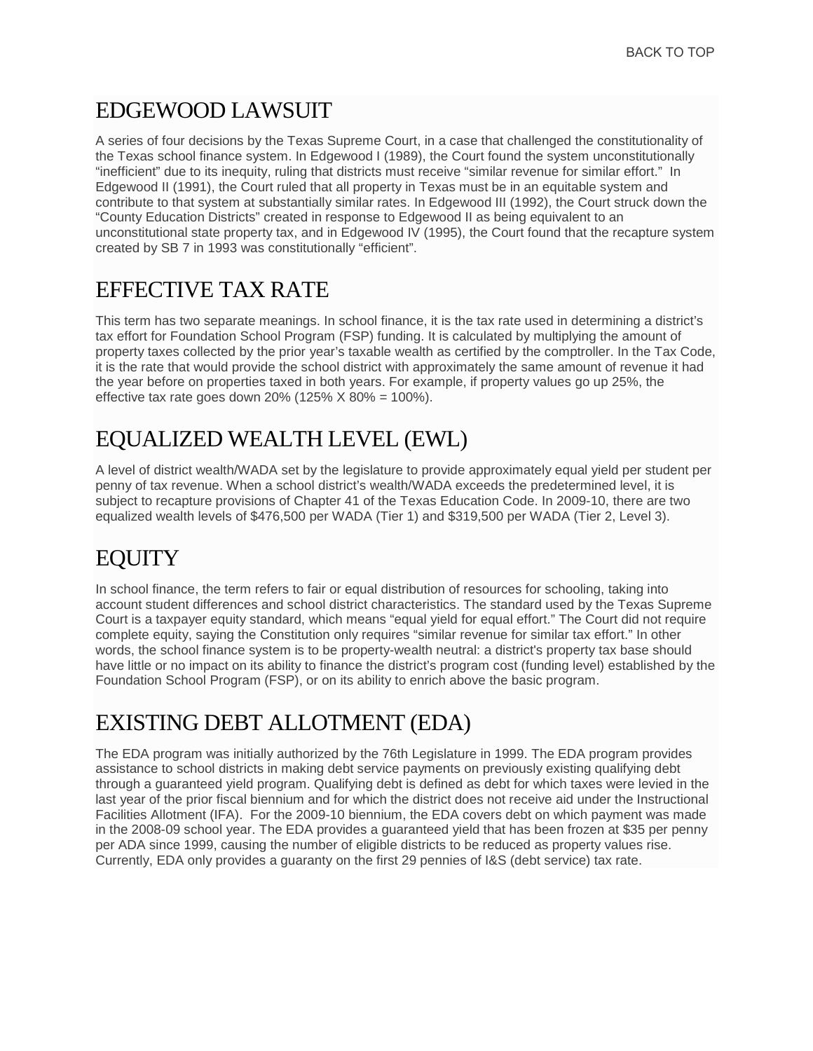## EDGEWOOD LAWSUIT

A series of four decisions by the Texas Supreme Court, in a case that challenged the constitutionality of the Texas school finance system. In Edgewood I (1989), the Court found the system unconstitutionally "inefficient" due to its inequity, ruling that districts must receive "similar revenue for similar effort." In Edgewood II (1991), the Court ruled that all property in Texas must be in an equitable system and contribute to that system at substantially similar rates. In Edgewood III (1992), the Court struck down the "County Education Districts" created in response to Edgewood II as being equivalent to an unconstitutional state property tax, and in Edgewood IV (1995), the Court found that the recapture system created by SB 7 in 1993 was constitutionally "efficient".

## EFFECTIVE TAX RATE

This term has two separate meanings. In school finance, it is the tax rate used in determining a district's tax effort for Foundation School Program (FSP) funding. It is calculated by multiplying the amount of property taxes collected by the prior year's taxable wealth as certified by the comptroller. In the Tax Code, it is the rate that would provide the school district with approximately the same amount of revenue it had the year before on properties taxed in both years. For example, if property values go up 25%, the effective tax rate goes down 20% (125% X 80% = 100%).

## EQUALIZED WEALTH LEVEL (EWL)

A level of district wealth/WADA set by the legislature to provide approximately equal yield per student per penny of tax revenue. When a school district's wealth/WADA exceeds the predetermined level, it is subject to recapture provisions of Chapter 41 of the Texas Education Code. In 2009-10, there are two equalized wealth levels of $476,500 per WADA (Tier 1) and $319,500 per WADA (Tier 2, Level 3).

## EQUITY

In school finance, the term refers to fair or equal distribution of resources for schooling, taking into account student differences and school district characteristics. The standard used by the Texas Supreme Court is a taxpayer equity standard, which means "equal yield for equal effort." The Court did not require complete equity, saying the Constitution only requires "similar revenue for similar tax effort." In other words, the school finance system is to be property-wealth neutral: a district's property tax base should have little or no impact on its ability to finance the district's program cost (funding level) established by the Foundation School Program (FSP), or on its ability to enrich above the basic program.

## EXISTING DEBT ALLOTMENT (EDA)

The EDA program was initially authorized by the 76th Legislature in 1999. The EDA program provides assistance to school districts in making debt service payments on previously existing qualifying debt through a guaranteed yield program. Qualifying debt is defined as debt for which taxes were levied in the last year of the prior fiscal biennium and for which the district does not receive aid under the Instructional Facilities Allotment (IFA). For the 2009-10 biennium, the EDA covers debt on which payment was made in the 2008-09 school year. The EDA provides a guaranteed yield that has been frozen at $35 per penny per ADA since 1999, causing the number of eligible districts to be reduced as property values rise. Currently, EDA only provides a guaranty on the first 29 pennies of I&S (debt service) tax rate.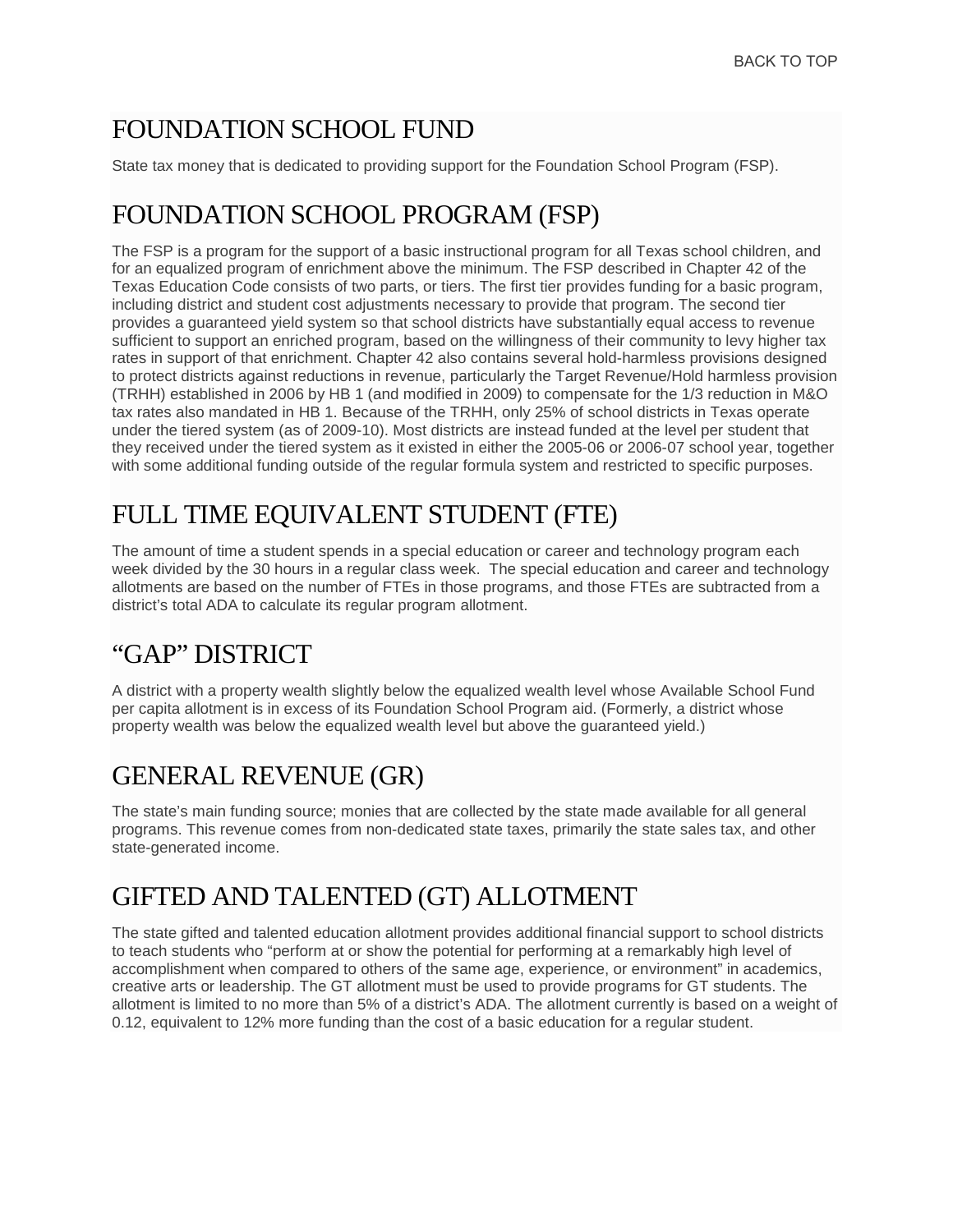BACK TO TOP

## FOUNDATION SCHOOL FUND

State tax money that is dedicated to providing support for the Foundation School Program (FSP).

## FOUNDATION SCHOOL PROGRAM (FSP)

The FSP is a program for the support of a basic instructional program for all Texas school children, and for an equalized program of enrichment above the minimum. The FSP described in Chapter 42 of the Texas Education Code consists of two parts, or tiers. The first tier provides funding for a basic program, including district and student cost adjustments necessary to provide that program. The second tier provides a guaranteed yield system so that school districts have substantially equal access to revenue sufficient to support an enriched program, based on the willingness of their community to levy higher tax rates in support of that enrichment. Chapter 42 also contains several hold-harmless provisions designed to protect districts against reductions in revenue, particularly the Target Revenue/Hold harmless provision (TRHH) established in 2006 by HB 1 (and modified in 2009) to compensate for the 1/3 reduction in M&O tax rates also mandated in HB 1. Because of the TRHH, only 25% of school districts in Texas operate under the tiered system (as of 2009-10). Most districts are instead funded at the level per student that they received under the tiered system as it existed in either the 2005-06 or 2006-07 school year, together with some additional funding outside of the regular formula system and restricted to specific purposes.

## FULL TIME EQUIVALENT STUDENT (FTE)

The amount of time a student spends in a special education or career and technology program each week divided by the 30 hours in a regular class week. The special education and career and technology allotments are based on the number of FTEs in those programs, and those FTEs are subtracted from a district's total ADA to calculate its regular program allotment.

## "GAP" DISTRICT

A district with a property wealth slightly below the equalized wealth level whose Available School Fund per capita allotment is in excess of its Foundation School Program aid. (Formerly, a district whose property wealth was below the equalized wealth level but above the guaranteed yield.)

## GENERAL REVENUE (GR)

The state's main funding source; monies that are collected by the state made available for all general programs. This revenue comes from non-dedicated state taxes, primarily the state sales tax, and other state-generated income.

## GIFTED AND TALENTED (GT) ALLOTMENT

The state gifted and talented education allotment provides additional financial support to school districts to teach students who "perform at or show the potential for performing at a remarkably high level of accomplishment when compared to others of the same age, experience, or environment" in academics, creative arts or leadership. The GT allotment must be used to provide programs for GT students. The allotment is limited to no more than 5% of a district's ADA. The allotment currently is based on a weight of 0.12, equivalent to 12% more funding than the cost of a basic education for a regular student.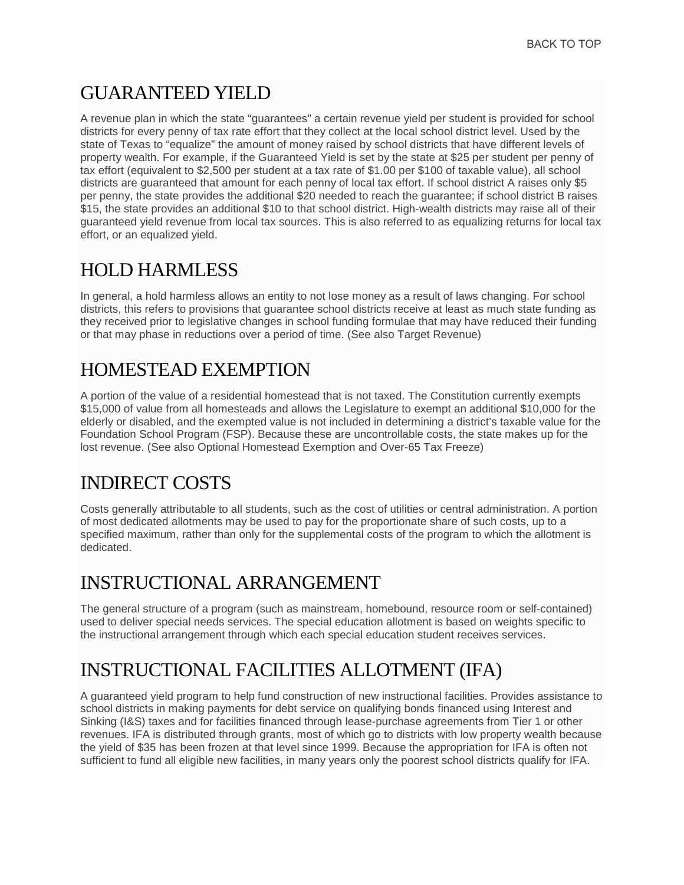BACK TO TOP

## GUARANTEED YIELD

A revenue plan in which the state "guarantees" a certain revenue yield per student is provided for school districts for every penny of tax rate effort that they collect at the local school district level. Used by the state of Texas to "equalize" the amount of money raised by school districts that have different levels of property wealth. For example, if the Guaranteed Yield is set by the state at $25 per student per penny of tax effort (equivalent to $2,500 per student at a tax rate of $1.00 per $100 of taxable value), all school districts are guaranteed that amount for each penny of local tax effort. If school district A raises only $5 per penny, the state provides the additional $20 needed to reach the guarantee; if school district B raises $15, the state provides an additional $10 to that school district. High-wealth districts may raise all of their guaranteed yield revenue from local tax sources. This is also referred to as equalizing returns for local tax effort, or an equalized yield.

## HOLD HARMLESS

In general, a hold harmless allows an entity to not lose money as a result of laws changing. For school districts, this refers to provisions that guarantee school districts receive at least as much state funding as they received prior to legislative changes in school funding formulae that may have reduced their funding or that may phase in reductions over a period of time. (See also Target Revenue)

## HOMESTEAD EXEMPTION

A portion of the value of a residential homestead that is not taxed. The Constitution currently exempts $15,000 of value from all homesteads and allows the Legislature to exempt an additional $10,000 for the elderly or disabled, and the exempted value is not included in determining a district's taxable value for the Foundation School Program (FSP). Because these are uncontrollable costs, the state makes up for the lost revenue. (See also Optional Homestead Exemption and Over-65 Tax Freeze)

## INDIRECT COSTS

Costs generally attributable to all students, such as the cost of utilities or central administration. A portion of most dedicated allotments may be used to pay for the proportionate share of such costs, up to a specified maximum, rather than only for the supplemental costs of the program to which the allotment is dedicated.

## INSTRUCTIONAL ARRANGEMENT

The general structure of a program (such as mainstream, homebound, resource room or self-contained) used to deliver special needs services. The special education allotment is based on weights specific to the instructional arrangement through which each special education student receives services.

## INSTRUCTIONAL FACILITIES ALLOTMENT (IFA)

A guaranteed yield program to help fund construction of new instructional facilities. Provides assistance to school districts in making payments for debt service on qualifying bonds financed using Interest and Sinking (I&S) taxes and for facilities financed through lease-purchase agreements from Tier 1 or other revenues. IFA is distributed through grants, most of which go to districts with low property wealth because the yield of $35 has been frozen at that level since 1999. Because the appropriation for IFA is often not sufficient to fund all eligible new facilities, in many years only the poorest school districts qualify for IFA.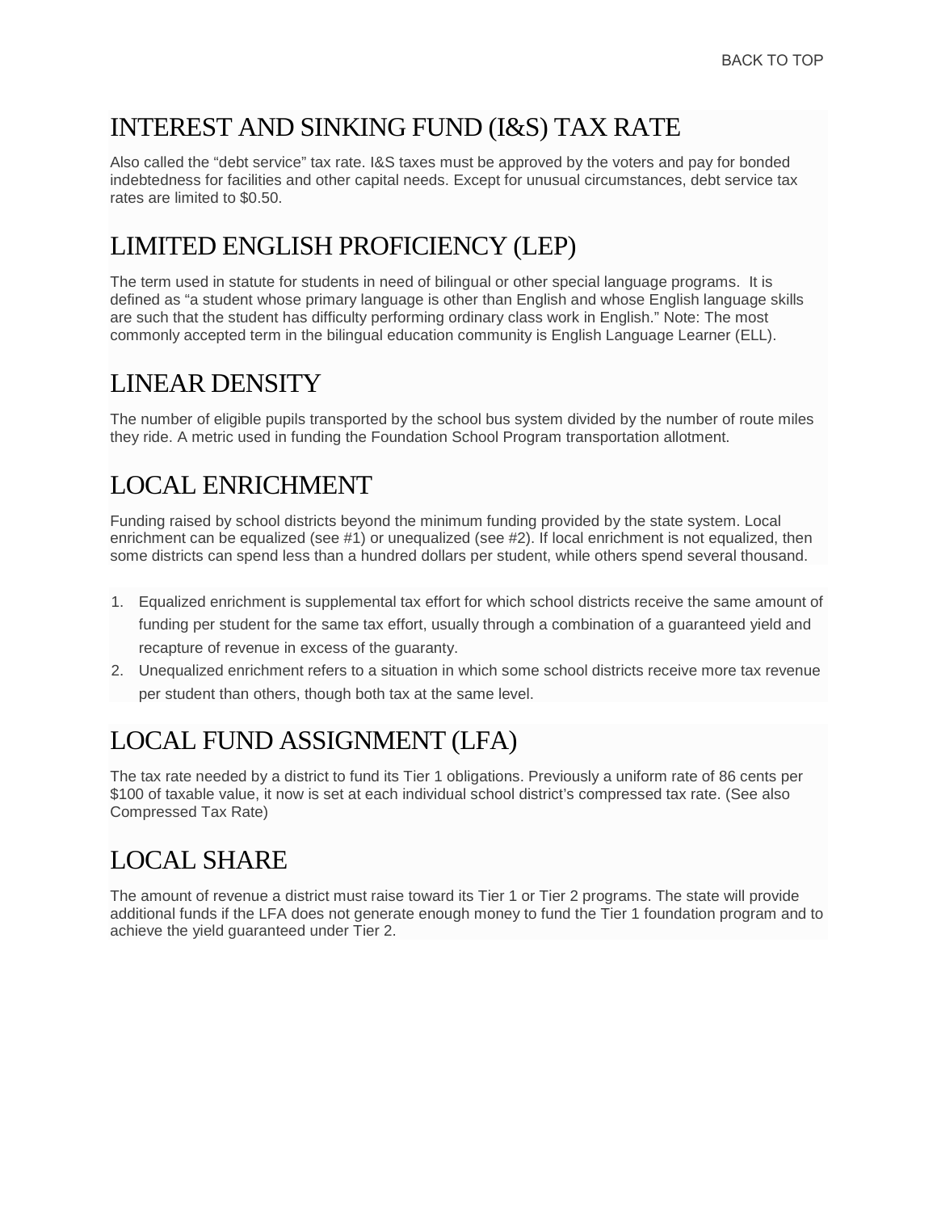BACK TO TOP

## INTEREST AND SINKING FUND (I&S) TAX RATE

Also called the “debt service” tax rate. I&S taxes must be approved by the voters and pay for bonded indebtedness for facilities and other capital needs. Except for unusual circumstances, debt service tax rates are limited to $0.50.

## LIMITED ENGLISH PROFICIENCY (LEP)

The term used in statute for students in need of bilingual or other special language programs. It is defined as “a student whose primary language is other than English and whose English language skills are such that the student has difficulty performing ordinary class work in English.” Note: The most commonly accepted term in the bilingual education community is English Language Learner (ELL).

## LINEAR DENSITY

The number of eligible pupils transported by the school bus system divided by the number of route miles they ride. A metric used in funding the Foundation School Program transportation allotment.

## LOCAL ENRICHMENT

Funding raised by school districts beyond the minimum funding provided by the state system. Local enrichment can be equalized (see #1) or unequalized (see #2). If local enrichment is not equalized, then some districts can spend less than a hundred dollars per student, while others spend several thousand.

1. Equalized enrichment is supplemental tax effort for which school districts receive the same amount of funding per student for the same tax effort, usually through a combination of a guaranteed yield and recapture of revenue in excess of the guaranty.
2. Unequalized enrichment refers to a situation in which some school districts receive more tax revenue per student than others, though both tax at the same level.

## LOCAL FUND ASSIGNMENT (LFA)

The tax rate needed by a district to fund its Tier 1 obligations. Previously a uniform rate of 86 cents per $100 of taxable value, it now is set at each individual school district’s compressed tax rate. (See also Compressed Tax Rate)

## LOCAL SHARE

The amount of revenue a district must raise toward its Tier 1 or Tier 2 programs. The state will provide additional funds if the LFA does not generate enough money to fund the Tier 1 foundation program and to achieve the yield guaranteed under Tier 2.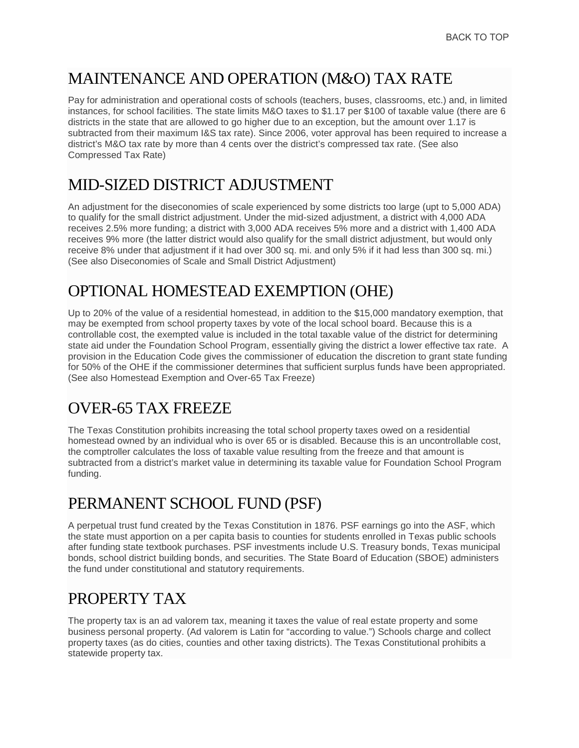BACK TO TOP

## MAINTENANCE AND OPERATION (M&O) TAX RATE

Pay for administration and operational costs of schools (teachers, buses, classrooms, etc.) and, in limited instances, for school facilities. The state limits M&O taxes to $1.17 per $100 of taxable value (there are 6 districts in the state that are allowed to go higher due to an exception, but the amount over 1.17 is subtracted from their maximum I&S tax rate). Since 2006, voter approval has been required to increase a district's M&O tax rate by more than 4 cents over the district's compressed tax rate. (See also Compressed Tax Rate)

## MID-SIZED DISTRICT ADJUSTMENT

An adjustment for the diseconomies of scale experienced by some districts too large (upt to 5,000 ADA) to qualify for the small district adjustment. Under the mid-sized adjustment, a district with 4,000 ADA receives 2.5% more funding; a district with 3,000 ADA receives 5% more and a district with 1,400 ADA receives 9% more (the latter district would also qualify for the small district adjustment, but would only receive 8% under that adjustment if it had over 300 sq. mi. and only 5% if it had less than 300 sq. mi.) (See also Diseconomies of Scale and Small District Adjustment)

## OPTIONAL HOMESTEAD EXEMPTION (OHE)

Up to 20% of the value of a residential homestead, in addition to the $15,000 mandatory exemption, that may be exempted from school property taxes by vote of the local school board. Because this is a controllable cost, the exempted value is included in the total taxable value of the district for determining state aid under the Foundation School Program, essentially giving the district a lower effective tax rate. A provision in the Education Code gives the commissioner of education the discretion to grant state funding for 50% of the OHE if the commissioner determines that sufficient surplus funds have been appropriated. (See also Homestead Exemption and Over-65 Tax Freeze)

## OVER-65 TAX FREEZE

The Texas Constitution prohibits increasing the total school property taxes owed on a residential homestead owned by an individual who is over 65 or is disabled. Because this is an uncontrollable cost, the comptroller calculates the loss of taxable value resulting from the freeze and that amount is subtracted from a district's market value in determining its taxable value for Foundation School Program funding.

## PERMANENT SCHOOL FUND (PSF)

A perpetual trust fund created by the Texas Constitution in 1876. PSF earnings go into the ASF, which the state must apportion on a per capita basis to counties for students enrolled in Texas public schools after funding state textbook purchases. PSF investments include U.S. Treasury bonds, Texas municipal bonds, school district building bonds, and securities. The State Board of Education (SBOE) administers the fund under constitutional and statutory requirements.

## PROPERTY TAX

The property tax is an ad valorem tax, meaning it taxes the value of real estate property and some business personal property. (Ad valorem is Latin for "according to value.") Schools charge and collect property taxes (as do cities, counties and other taxing districts). The Texas Constitutional prohibits a statewide property tax.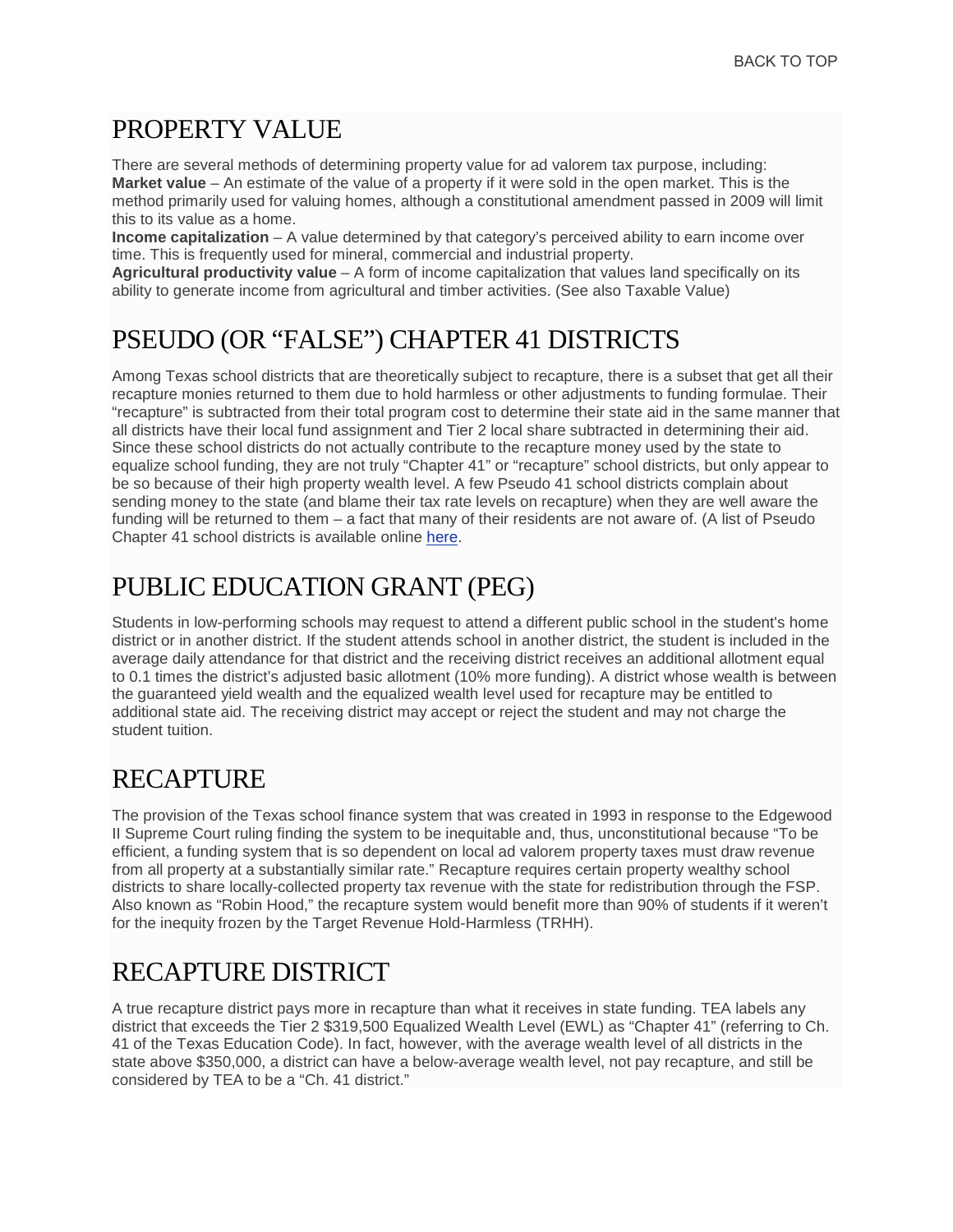BACK TO TOP

# PROPERTY VALUE

There are several methods of determining property value for ad valorem tax purpose, including:
**Market value** – An estimate of the value of a property if it were sold in the open market. This is the method primarily used for valuing homes, although a constitutional amendment passed in 2009 will limit this to its value as a home.
**Income capitalization** – A value determined by that category's perceived ability to earn income over time. This is frequently used for mineral, commercial and industrial property.
**Agricultural productivity value** – A form of income capitalization that values land specifically on its ability to generate income from agricultural and timber activities. (See also Taxable Value)

# PSEUDO (OR "FALSE") CHAPTER 41 DISTRICTS

Among Texas school districts that are theoretically subject to recapture, there is a subset that get all their recapture monies returned to them due to hold harmless or other adjustments to funding formulae. Their "recapture" is subtracted from their total program cost to determine their state aid in the same manner that all districts have their local fund assignment and Tier 2 local share subtracted in determining their aid. Since these school districts do not actually contribute to the recapture money used by the state to equalize school funding, they are not truly "Chapter 41" or "recapture" school districts, but only appear to be so because of their high property wealth level. A few Pseudo 41 school districts complain about sending money to the state (and blame their tax rate levels on recapture) when they are well aware the funding will be returned to them – a fact that many of their residents are not aware of. (A list of Pseudo Chapter 41 school districts is available online here.

# PUBLIC EDUCATION GRANT (PEG)

Students in low-performing schools may request to attend a different public school in the student's home district or in another district. If the student attends school in another district, the student is included in the average daily attendance for that district and the receiving district receives an additional allotment equal to 0.1 times the district's adjusted basic allotment (10% more funding). A district whose wealth is between the guaranteed yield wealth and the equalized wealth level used for recapture may be entitled to additional state aid. The receiving district may accept or reject the student and may not charge the student tuition.

# RECAPTURE

The provision of the Texas school finance system that was created in 1993 in response to the Edgewood II Supreme Court ruling finding the system to be inequitable and, thus, unconstitutional because "To be efficient, a funding system that is so dependent on local ad valorem property taxes must draw revenue from all property at a substantially similar rate." Recapture requires certain property wealthy school districts to share locally-collected property tax revenue with the state for redistribution through the FSP. Also known as "Robin Hood," the recapture system would benefit more than 90% of students if it weren't for the inequity frozen by the Target Revenue Hold-Harmless (TRHH).

# RECAPTURE DISTRICT

A true recapture district pays more in recapture than what it receives in state funding. TEA labels any district that exceeds the Tier 2 $319,500 Equalized Wealth Level (EWL) as "Chapter 41" (referring to Ch. 41 of the Texas Education Code). In fact, however, with the average wealth level of all districts in the state above $350,000, a district can have a below-average wealth level, not pay recapture, and still be considered by TEA to be a "Ch. 41 district."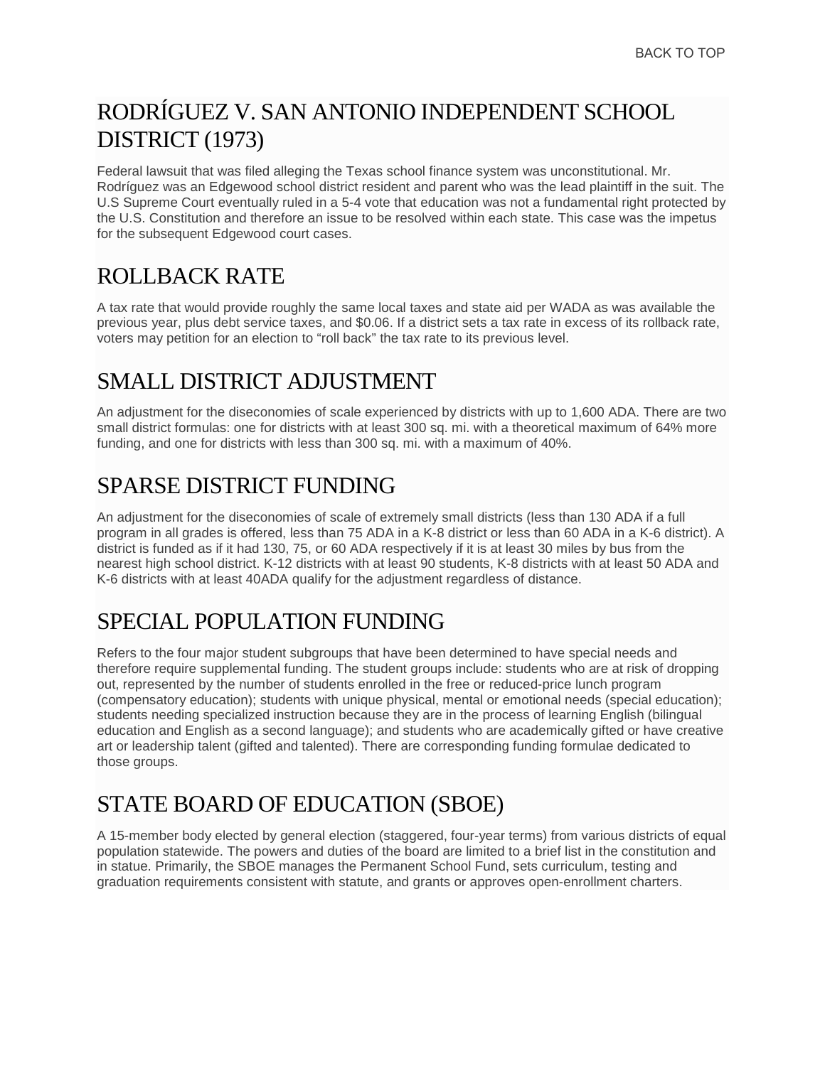BACK TO TOP

## RODRÍGUEZ V. SAN ANTONIO INDEPENDENT SCHOOL DISTRICT (1973)

Federal lawsuit that was filed alleging the Texas school finance system was unconstitutional. Mr. Rodríguez was an Edgewood school district resident and parent who was the lead plaintiff in the suit. The U.S Supreme Court eventually ruled in a 5-4 vote that education was not a fundamental right protected by the U.S. Constitution and therefore an issue to be resolved within each state. This case was the impetus for the subsequent Edgewood court cases.

## ROLLBACK RATE

A tax rate that would provide roughly the same local taxes and state aid per WADA as was available the previous year, plus debt service taxes, and $0.06. If a district sets a tax rate in excess of its rollback rate, voters may petition for an election to "roll back" the tax rate to its previous level.

## SMALL DISTRICT ADJUSTMENT

An adjustment for the diseconomies of scale experienced by districts with up to 1,600 ADA. There are two small district formulas: one for districts with at least 300 sq. mi. with a theoretical maximum of 64% more funding, and one for districts with less than 300 sq. mi. with a maximum of 40%.

## SPARSE DISTRICT FUNDING

An adjustment for the diseconomies of scale of extremely small districts (less than 130 ADA if a full program in all grades is offered, less than 75 ADA in a K-8 district or less than 60 ADA in a K-6 district). A district is funded as if it had 130, 75, or 60 ADA respectively if it is at least 30 miles by bus from the nearest high school district. K-12 districts with at least 90 students, K-8 districts with at least 50 ADA and K-6 districts with at least 40ADA qualify for the adjustment regardless of distance.

## SPECIAL POPULATION FUNDING

Refers to the four major student subgroups that have been determined to have special needs and therefore require supplemental funding. The student groups include: students who are at risk of dropping out, represented by the number of students enrolled in the free or reduced-price lunch program (compensatory education); students with unique physical, mental or emotional needs (special education); students needing specialized instruction because they are in the process of learning English (bilingual education and English as a second language); and students who are academically gifted or have creative art or leadership talent (gifted and talented). There are corresponding funding formulae dedicated to those groups.

## STATE BOARD OF EDUCATION (SBOE)

A 15-member body elected by general election (staggered, four-year terms) from various districts of equal population statewide. The powers and duties of the board are limited to a brief list in the constitution and in statue. Primarily, the SBOE manages the Permanent School Fund, sets curriculum, testing and graduation requirements consistent with statute, and grants or approves open-enrollment charters.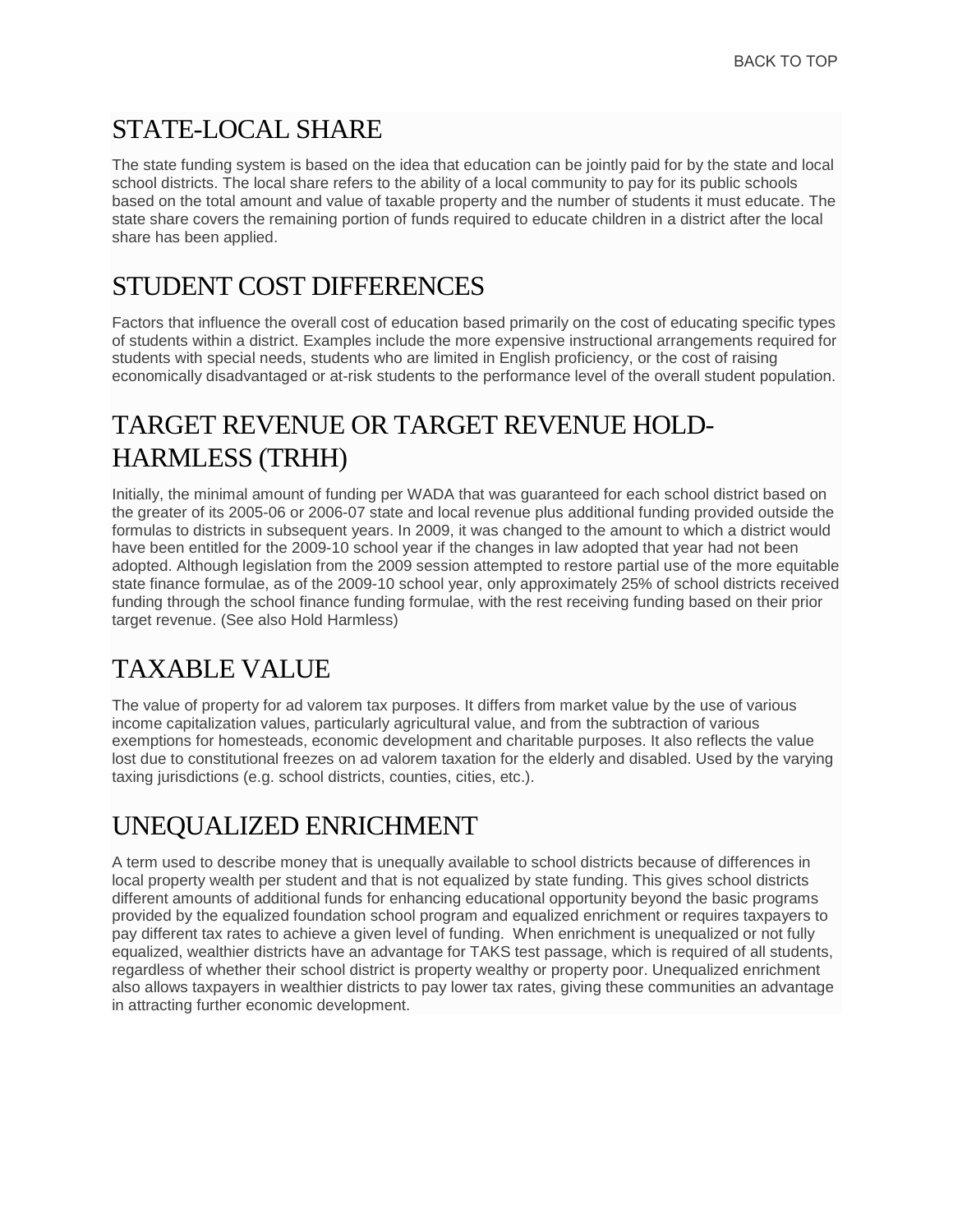BACK TO TOP

## STATE-LOCAL SHARE

The state funding system is based on the idea that education can be jointly paid for by the state and local school districts. The local share refers to the ability of a local community to pay for its public schools based on the total amount and value of taxable property and the number of students it must educate. The state share covers the remaining portion of funds required to educate children in a district after the local share has been applied.

## STUDENT COST DIFFERENCES

Factors that influence the overall cost of education based primarily on the cost of educating specific types of students within a district. Examples include the more expensive instructional arrangements required for students with special needs, students who are limited in English proficiency, or the cost of raising economically disadvantaged or at-risk students to the performance level of the overall student population.

## TARGET REVENUE OR TARGET REVENUE HOLD-HARMLESS (TRHH)

Initially, the minimal amount of funding per WADA that was guaranteed for each school district based on the greater of its 2005-06 or 2006-07 state and local revenue plus additional funding provided outside the formulas to districts in subsequent years. In 2009, it was changed to the amount to which a district would have been entitled for the 2009-10 school year if the changes in law adopted that year had not been adopted. Although legislation from the 2009 session attempted to restore partial use of the more equitable state finance formulae, as of the 2009-10 school year, only approximately 25% of school districts received funding through the school finance funding formulae, with the rest receiving funding based on their prior target revenue. (See also Hold Harmless)

## TAXABLE VALUE

The value of property for ad valorem tax purposes. It differs from market value by the use of various income capitalization values, particularly agricultural value, and from the subtraction of various exemptions for homesteads, economic development and charitable purposes. It also reflects the value lost due to constitutional freezes on ad valorem taxation for the elderly and disabled. Used by the varying taxing jurisdictions (e.g. school districts, counties, cities, etc.).

## UNEQUALIZED ENRICHMENT

A term used to describe money that is unequally available to school districts because of differences in local property wealth per student and that is not equalized by state funding. This gives school districts different amounts of additional funds for enhancing educational opportunity beyond the basic programs provided by the equalized foundation school program and equalized enrichment or requires taxpayers to pay different tax rates to achieve a given level of funding. When enrichment is unequalized or not fully equalized, wealthier districts have an advantage for TAKS test passage, which is required of all students, regardless of whether their school district is property wealthy or property poor. Unequalized enrichment also allows taxpayers in wealthier districts to pay lower tax rates, giving these communities an advantage in attracting further economic development.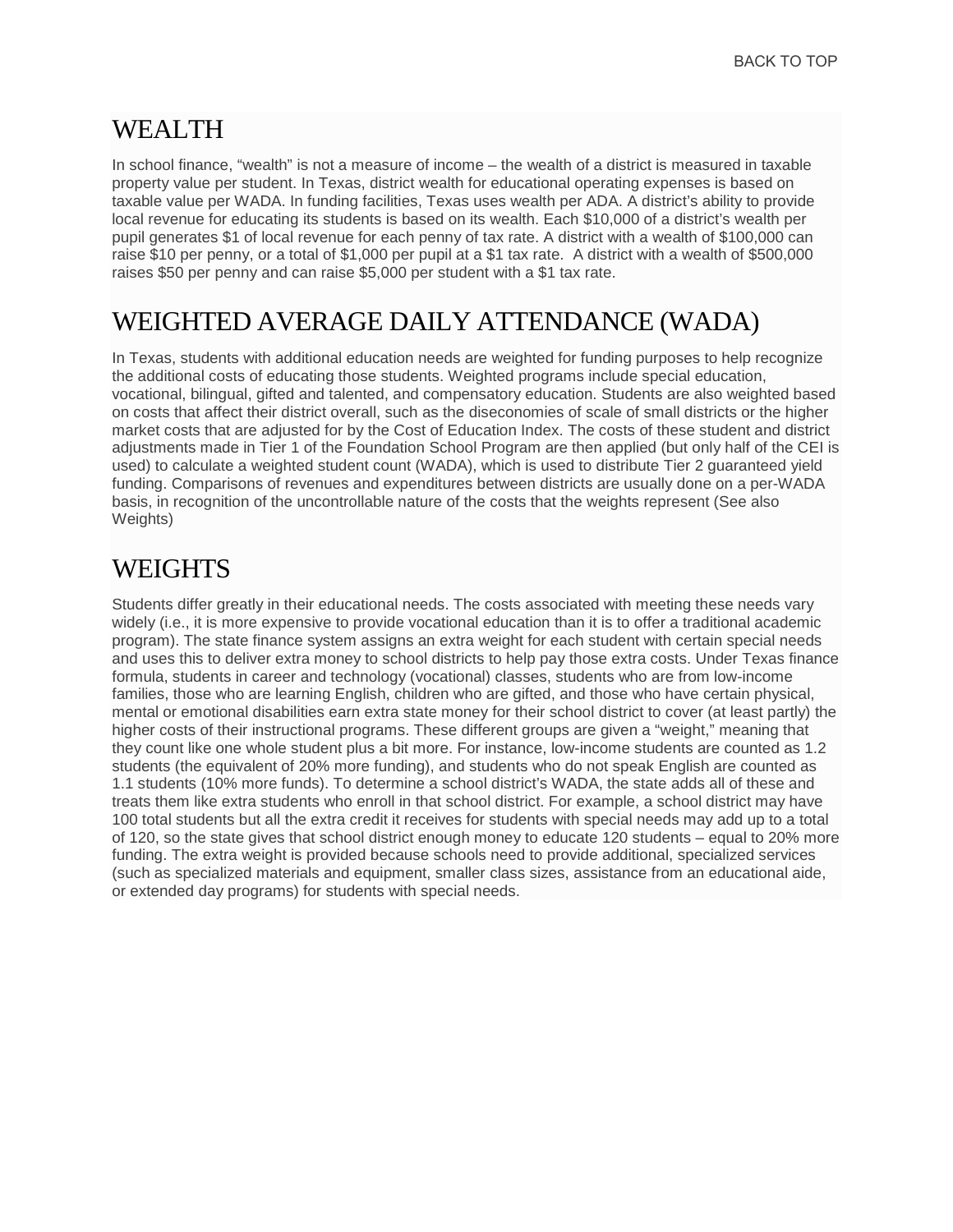BACK TO TOP

# WEALTH

In school finance, "wealth" is not a measure of income – the wealth of a district is measured in taxable property value per student. In Texas, district wealth for educational operating expenses is based on taxable value per WADA. In funding facilities, Texas uses wealth per ADA. A district's ability to provide local revenue for educating its students is based on its wealth. Each $10,000 of a district's wealth per pupil generates $1 of local revenue for each penny of tax rate. A district with a wealth of $100,000 can raise $10 per penny, or a total of $1,000 per pupil at a $1 tax rate. A district with a wealth of $500,000 raises $50 per penny and can raise $5,000 per student with a $1 tax rate.

# WEIGHTED AVERAGE DAILY ATTENDANCE (WADA)

In Texas, students with additional education needs are weighted for funding purposes to help recognize the additional costs of educating those students. Weighted programs include special education, vocational, bilingual, gifted and talented, and compensatory education. Students are also weighted based on costs that affect their district overall, such as the diseconomies of scale of small districts or the higher market costs that are adjusted for by the Cost of Education Index. The costs of these student and district adjustments made in Tier 1 of the Foundation School Program are then applied (but only half of the CEI is used) to calculate a weighted student count (WADA), which is used to distribute Tier 2 guaranteed yield funding. Comparisons of revenues and expenditures between districts are usually done on a per-WADA basis, in recognition of the uncontrollable nature of the costs that the weights represent (See also Weights)

# WEIGHTS

Students differ greatly in their educational needs. The costs associated with meeting these needs vary widely (i.e., it is more expensive to provide vocational education than it is to offer a traditional academic program). The state finance system assigns an extra weight for each student with certain special needs and uses this to deliver extra money to school districts to help pay those extra costs. Under Texas finance formula, students in career and technology (vocational) classes, students who are from low-income families, those who are learning English, children who are gifted, and those who have certain physical, mental or emotional disabilities earn extra state money for their school district to cover (at least partly) the higher costs of their instructional programs. These different groups are given a "weight," meaning that they count like one whole student plus a bit more. For instance, low-income students are counted as 1.2 students (the equivalent of 20% more funding), and students who do not speak English are counted as 1.1 students (10% more funds). To determine a school district's WADA, the state adds all of these and treats them like extra students who enroll in that school district. For example, a school district may have 100 total students but all the extra credit it receives for students with special needs may add up to a total of 120, so the state gives that school district enough money to educate 120 students – equal to 20% more funding. The extra weight is provided because schools need to provide additional, specialized services (such as specialized materials and equipment, smaller class sizes, assistance from an educational aide, or extended day programs) for students with special needs.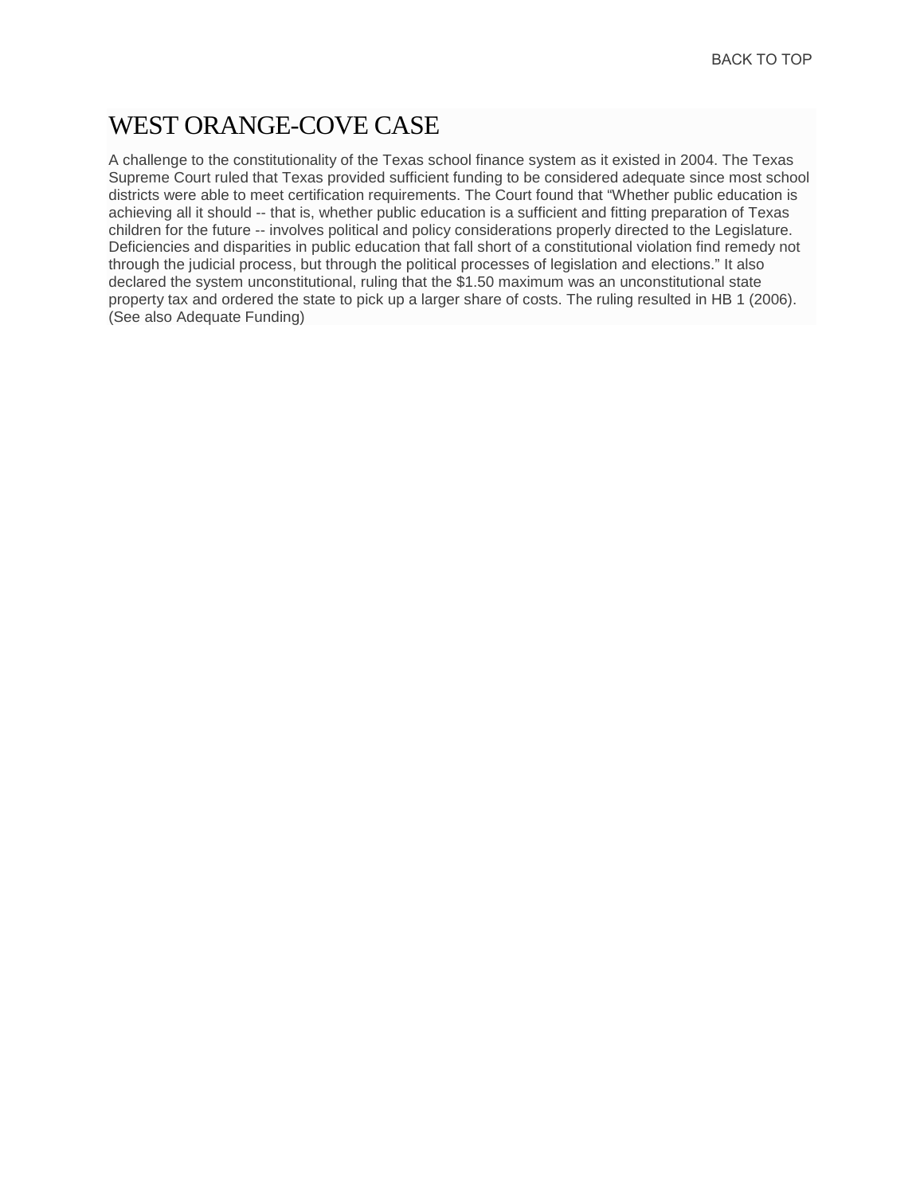BACK TO TOP

# WEST ORANGE-COVE CASE

A challenge to the constitutionality of the Texas school finance system as it existed in 2004. The Texas Supreme Court ruled that Texas provided sufficient funding to be considered adequate since most school districts were able to meet certification requirements. The Court found that “Whether public education is achieving all it should -- that is, whether public education is a sufficient and fitting preparation of Texas children for the future -- involves political and policy considerations properly directed to the Legislature. Deficiencies and disparities in public education that fall short of a constitutional violation find remedy not through the judicial process, but through the political processes of legislation and elections.” It also declared the system unconstitutional, ruling that the $1.50 maximum was an unconstitutional state property tax and ordered the state to pick up a larger share of costs. The ruling resulted in HB 1 (2006). (See also Adequate Funding)